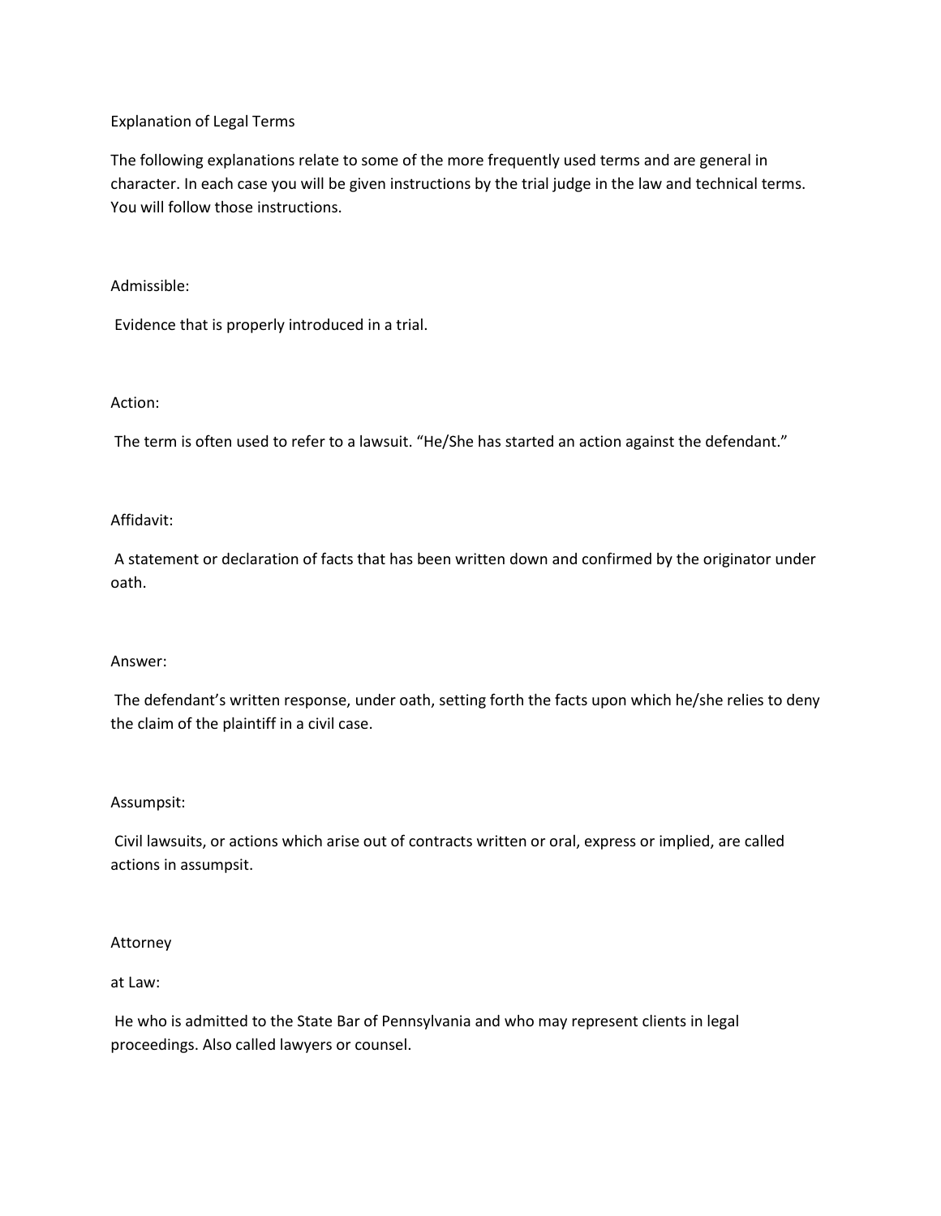# Explanation of Legal Terms

The following explanations relate to some of the more frequently used terms and are general in character. In each case you will be given instructions by the trial judge in the law and technical terms. You will follow those instructions.

**Admissible:**

Evidence that is properly introduced in a trial.

**Action:**

The term is often used to refer to a lawsuit. "He/She has started an action against the defendant."

**Affidavit:**

A statement or declaration of facts that has been written down and confirmed by the originator under oath.

**Answer:**

The defendant's written response, under oath, setting forth the facts upon which he/she relies to deny the claim of the plaintiff in a civil case.

**Assumpsit:**

Civil lawsuits, or actions which arise out of contracts written or oral, express or implied, are called actions in assumpsit.

**Attorney at Law:**

He who is admitted to the State Bar of Pennsylvania and who may represent clients in legal proceedings. Also called lawyers or counsel.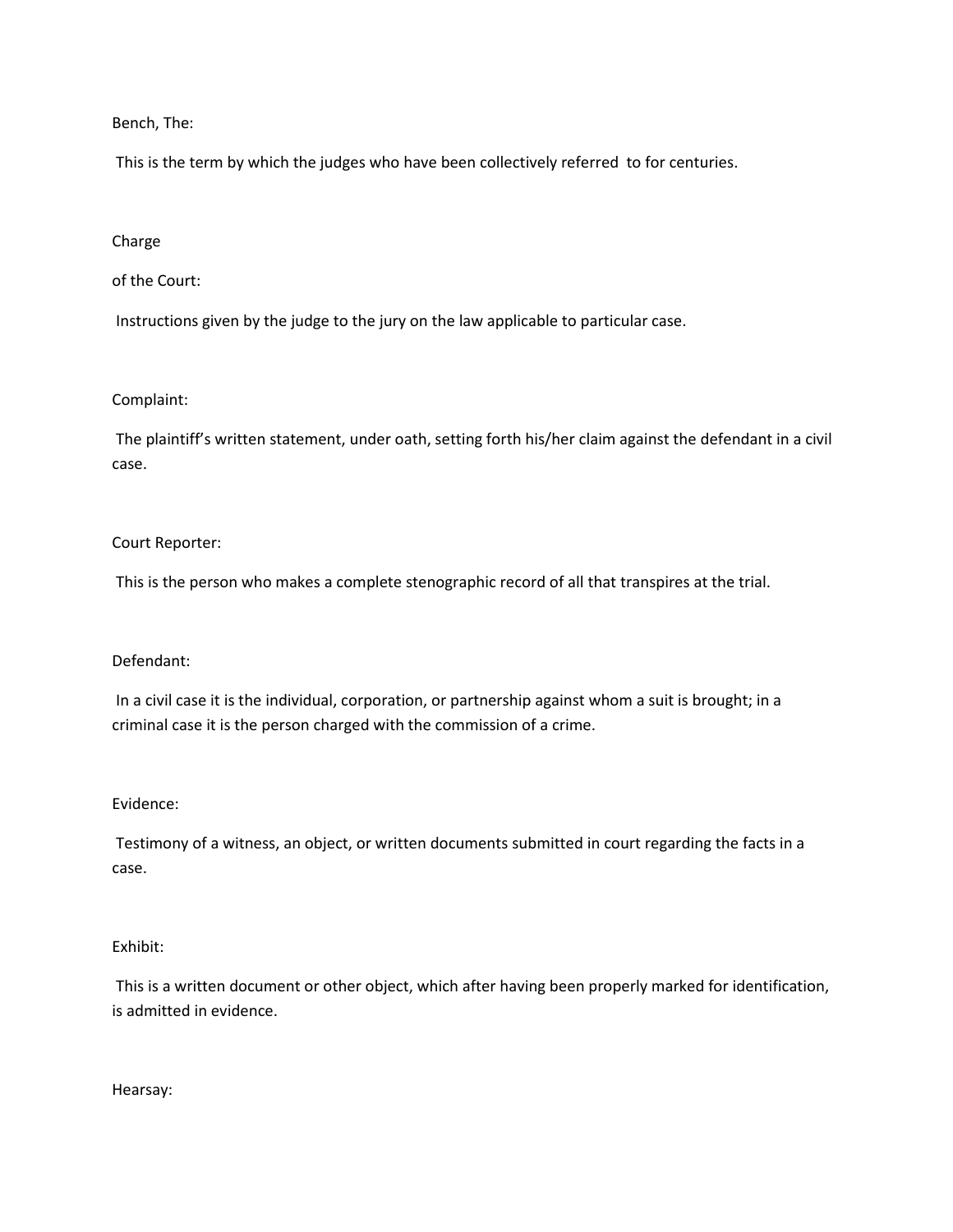Bench, The:

This is the term by which the judges who have been collectively referred to for centuries.

Charge

of the Court:

Instructions given by the judge to the jury on the law applicable to particular case.

Complaint:

The plaintiff's written statement, under oath, setting forth his/her claim against the defendant in a civil case.

Court Reporter:

This is the person who makes a complete stenographic record of all that transpires at the trial.

Defendant:

In a civil case it is the individual, corporation, or partnership against whom a suit is brought; in a criminal case it is the person charged with the commission of a crime.

Evidence:

Testimony of a witness, an object, or written documents submitted in court regarding the facts in a case.

Exhibit:

This is a written document or other object, which after having been properly marked for identification, is admitted in evidence.

Hearsay: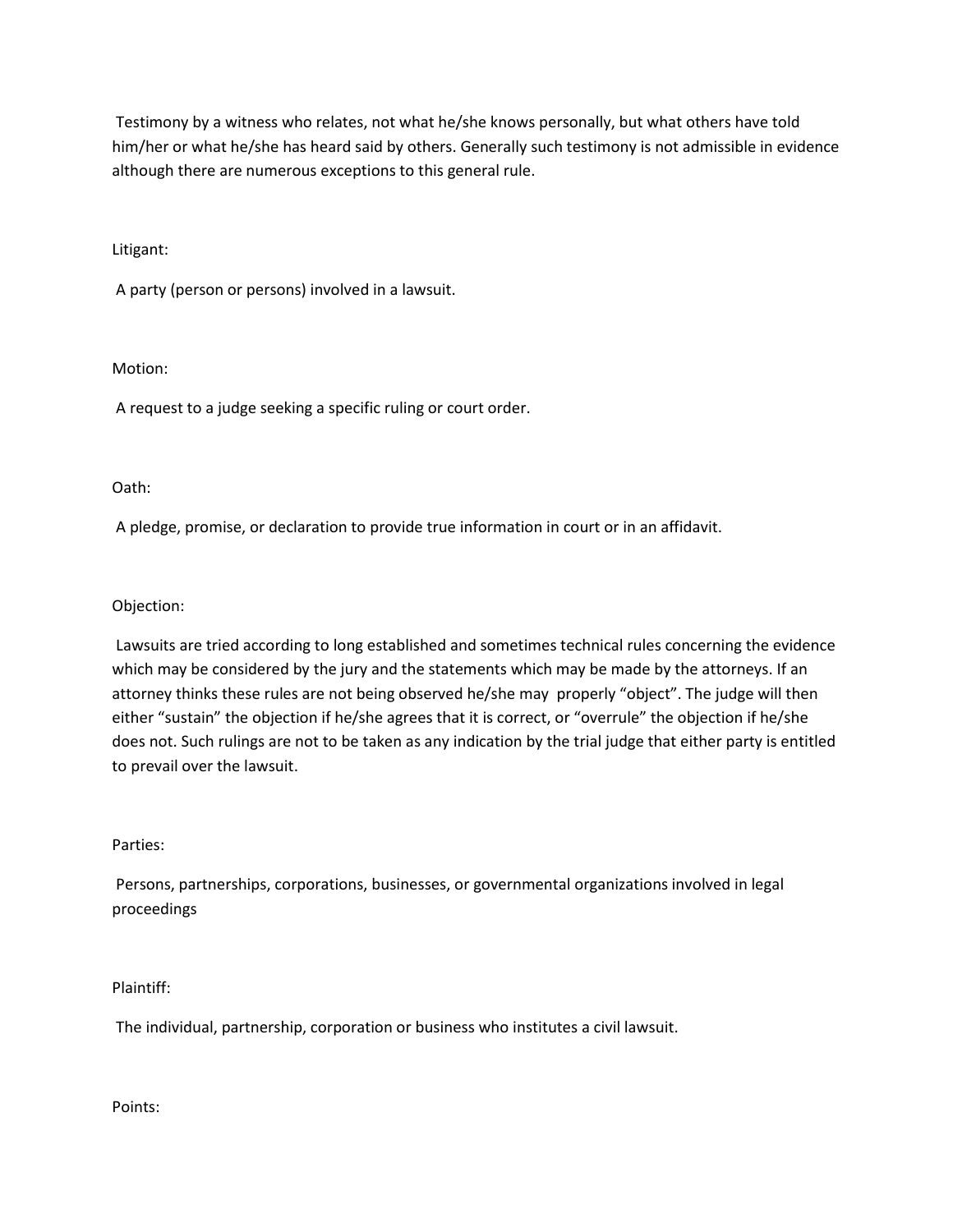Testimony by a witness who relates, not what he/she knows personally, but what others have told him/her or what he/she has heard said by others. Generally such testimony is not admissible in evidence although there are numerous exceptions to this general rule.

Litigant:

A party (person or persons) involved in a lawsuit.

Motion:

A request to a judge seeking a specific ruling or court order.

Oath:

A pledge, promise, or declaration to provide true information in court or in an affidavit.

Objection:

Lawsuits are tried according to long established and sometimes technical rules concerning the evidence which may be considered by the jury and the statements which may be made by the attorneys. If an attorney thinks these rules are not being observed he/she may properly "object". The judge will then either "sustain" the objection if he/she agrees that it is correct, or "overrule" the objection if he/she does not. Such rulings are not to be taken as any indication by the trial judge that either party is entitled to prevail over the lawsuit.

Parties:

Persons, partnerships, corporations, businesses, or governmental organizations involved in legal proceedings

Plaintiff:

The individual, partnership, corporation or business who institutes a civil lawsuit.

Points: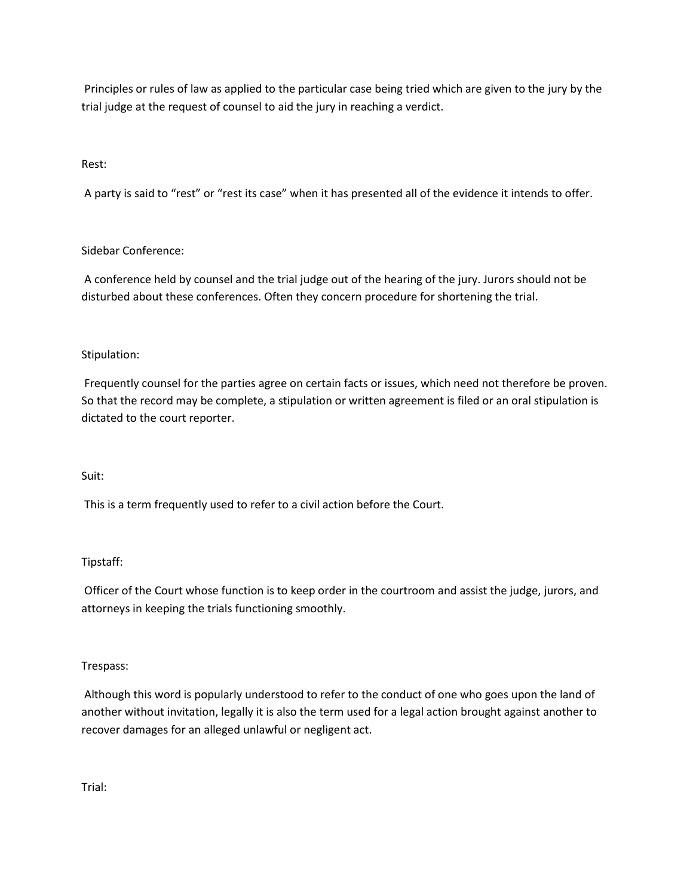Principles or rules of law as applied to the particular case being tried which are given to the jury by the trial judge at the request of counsel to aid the jury in reaching a verdict.

Rest:

A party is said to "rest" or "rest its case" when it has presented all of the evidence it intends to offer.

Sidebar Conference:

A conference held by counsel and the trial judge out of the hearing of the jury. Jurors should not be disturbed about these conferences. Often they concern procedure for shortening the trial.

Stipulation:

Frequently counsel for the parties agree on certain facts or issues, which need not therefore be proven. So that the record may be complete, a stipulation or written agreement is filed or an oral stipulation is dictated to the court reporter.

Suit:

This is a term frequently used to refer to a civil action before the Court.

Tipstaff:

Officer of the Court whose function is to keep order in the courtroom and assist the judge, jurors, and attorneys in keeping the trials functioning smoothly.

Trespass:

Although this word is popularly understood to refer to the conduct of one who goes upon the land of another without invitation, legally it is also the term used for a legal action brought against another to recover damages for an alleged unlawful or negligent act.

Trial: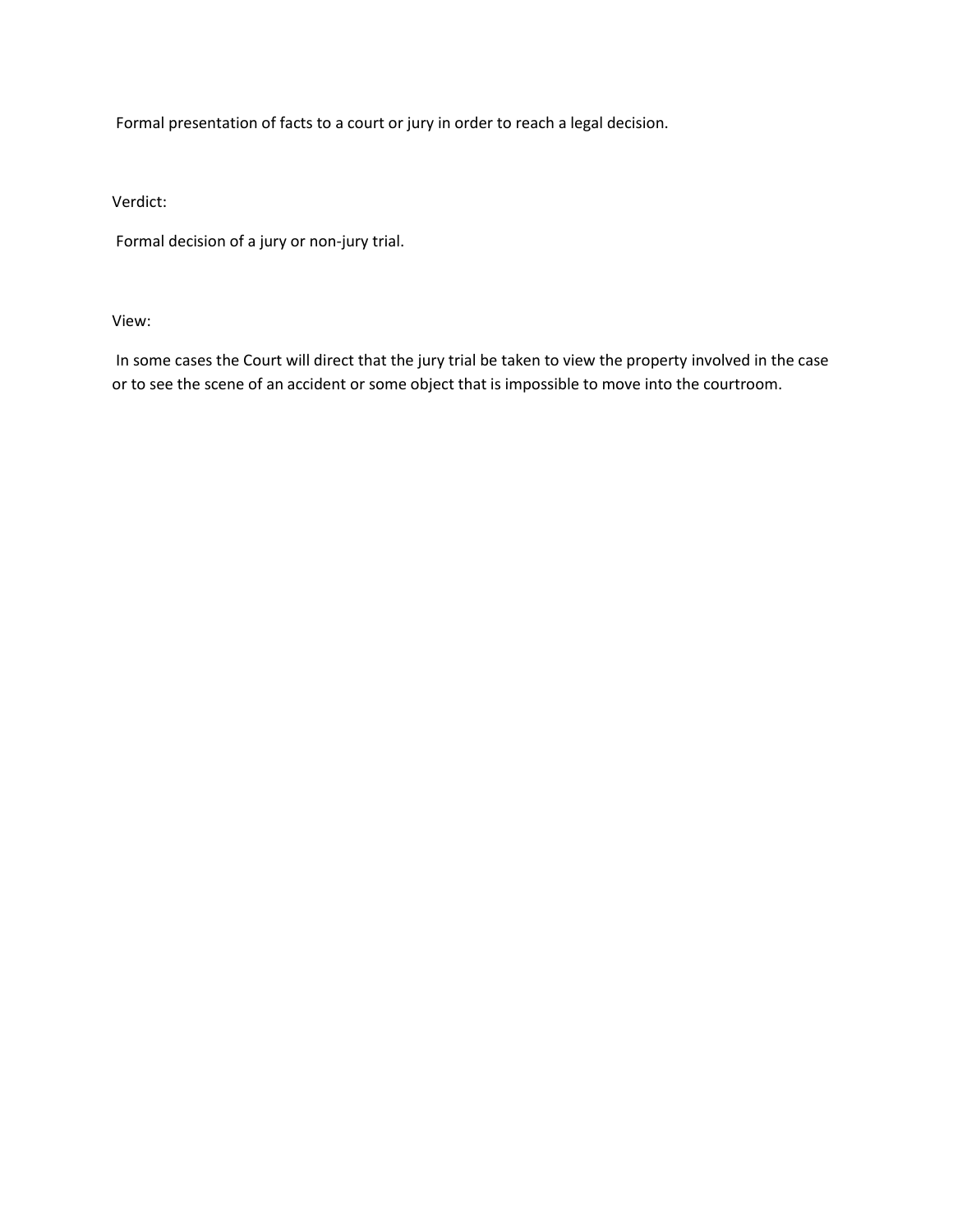Formal presentation of facts to a court or jury in order to reach a legal decision.

Verdict:

Formal decision of a jury or non-jury trial.

View:

In some cases the Court will direct that the jury trial be taken to view the property involved in the case or to see the scene of an accident or some object that is impossible to move into the courtroom.